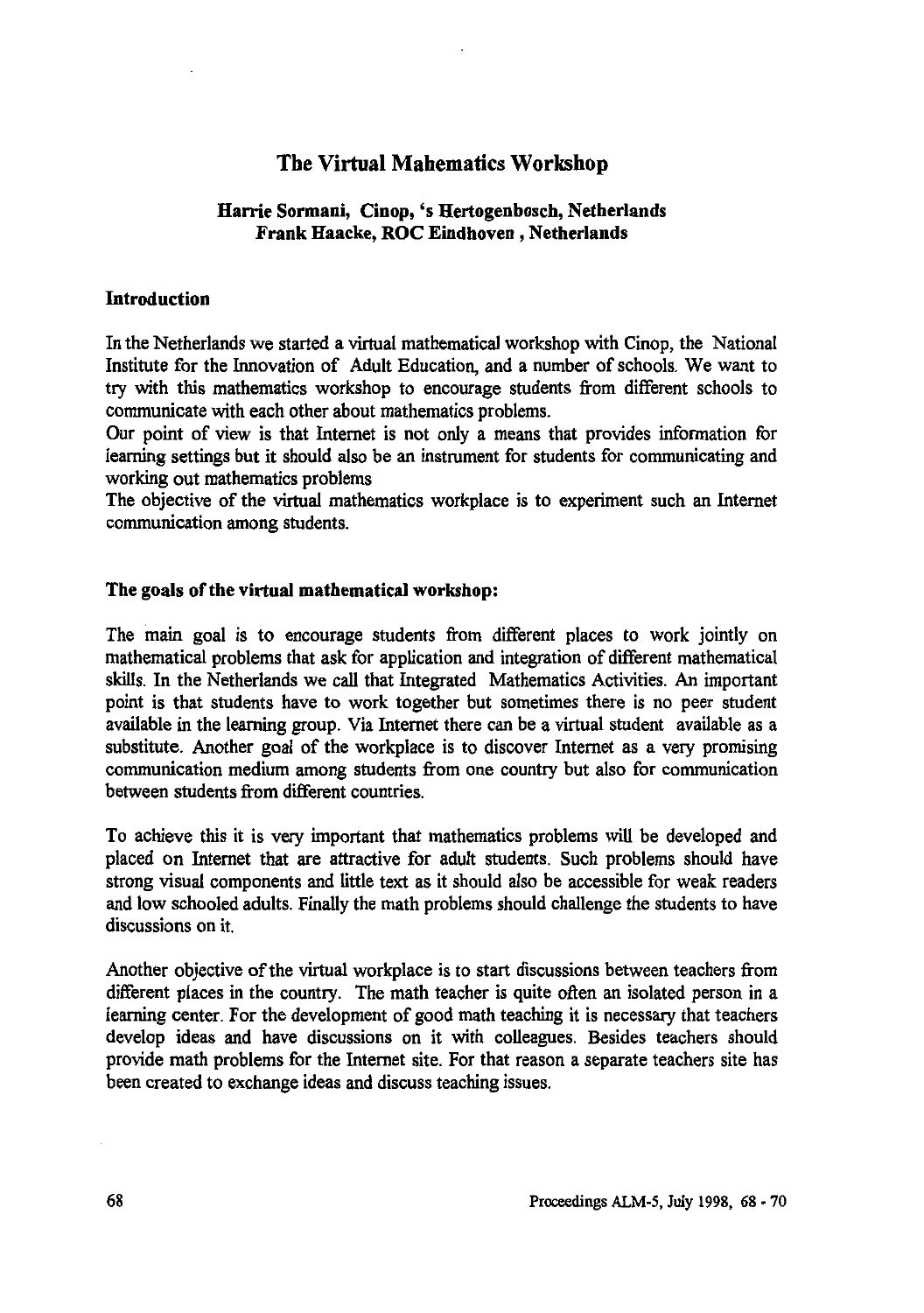# The Virtual Mahematics Workshop

**Harrie Sormani, Cinop, 's Hertogenbosch, Netherlands**
**Frank Haacke, ROC Eindhoven , Netherlands**

## Introduction

In the Netherlands we started a virtual mathematical workshop with Cinop, the National Institute for the Innovation of Adult Education, and a number of schools. We want to try with this mathematics workshop to encourage students from different schools to communicate with each other about mathematics problems.
Our point of view is that Internet is not only a means that provides information for learning settings but it should also be an instrument for students for communicating and working out mathematics problems
The objective of the virtual mathematics workplace is to experiment such an Internet communication among students.

## The goals of the virtual mathematical workshop:

The main goal is to encourage students from different places to work jointly on mathematical problems that ask for application and integration of different mathematical skills. In the Netherlands we call that Integrated Mathematics Activities. An important point is that students have to work together but sometimes there is no peer student available in the learning group. Via Internet there can be a virtual student available as a substitute. Another goal of the workplace is to discover Internet as a very promising communication medium among students from one country but also for communication between students from different countries.

To achieve this it is very important that mathematics problems will be developed and placed on Internet that are attractive for adult students. Such problems should have strong visual components and little text as it should also be accessible for weak readers and low schooled adults. Finally the math problems should challenge the students to have discussions on it.

Another objective of the virtual workplace is to start discussions between teachers from different places in the country. The math teacher is quite often an isolated person in a learning center. For the development of good math teaching it is necessary that teachers develop ideas and have discussions on it with colleagues. Besides teachers should provide math problems for the Internet site. For that reason a separate teachers site has been created to exchange ideas and discuss teaching issues.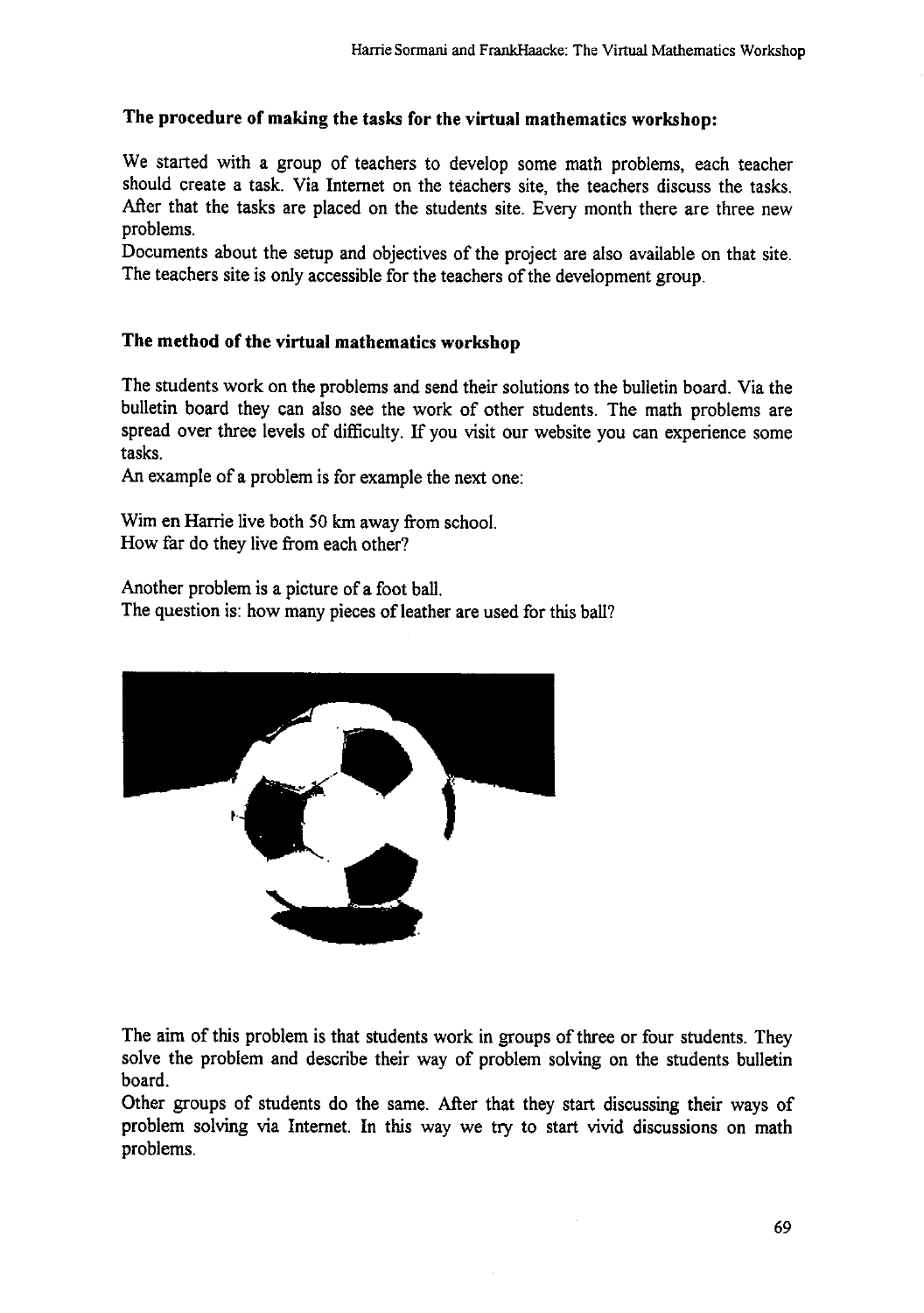### The procedure of making the tasks for the virtual mathematics workshop:

We started with a group of teachers to develop some math problems, each teacher should create a task. Via Internet on the teachers site, the teachers discuss the tasks. After that the tasks are placed on the students site. Every month there are three new problems.

Documents about the setup and objectives of the project are also available on that site. The teachers site is only accessible for the teachers of the development group.

### The method of the virtual mathematics workshop

The students work on the problems and send their solutions to the bulletin board. Via the bulletin board they can also see the work of other students. The math problems are spread over three levels of difficulty. If you visit our website you can experience some tasks.

An example of a problem is for example the next one:

Wim en Harrie live both 50 km away from school.
How far do they live from each other?

Another problem is a picture of a foot ball.
The question is: how many pieces of leather are used for this ball?

The aim of this problem is that students work in groups of three or four students. They solve the problem and describe their way of problem solving on the students bulletin board.

Other groups of students do the same. After that they start discussing their ways of problem solving via Internet. In this way we try to start vivid discussions on math problems.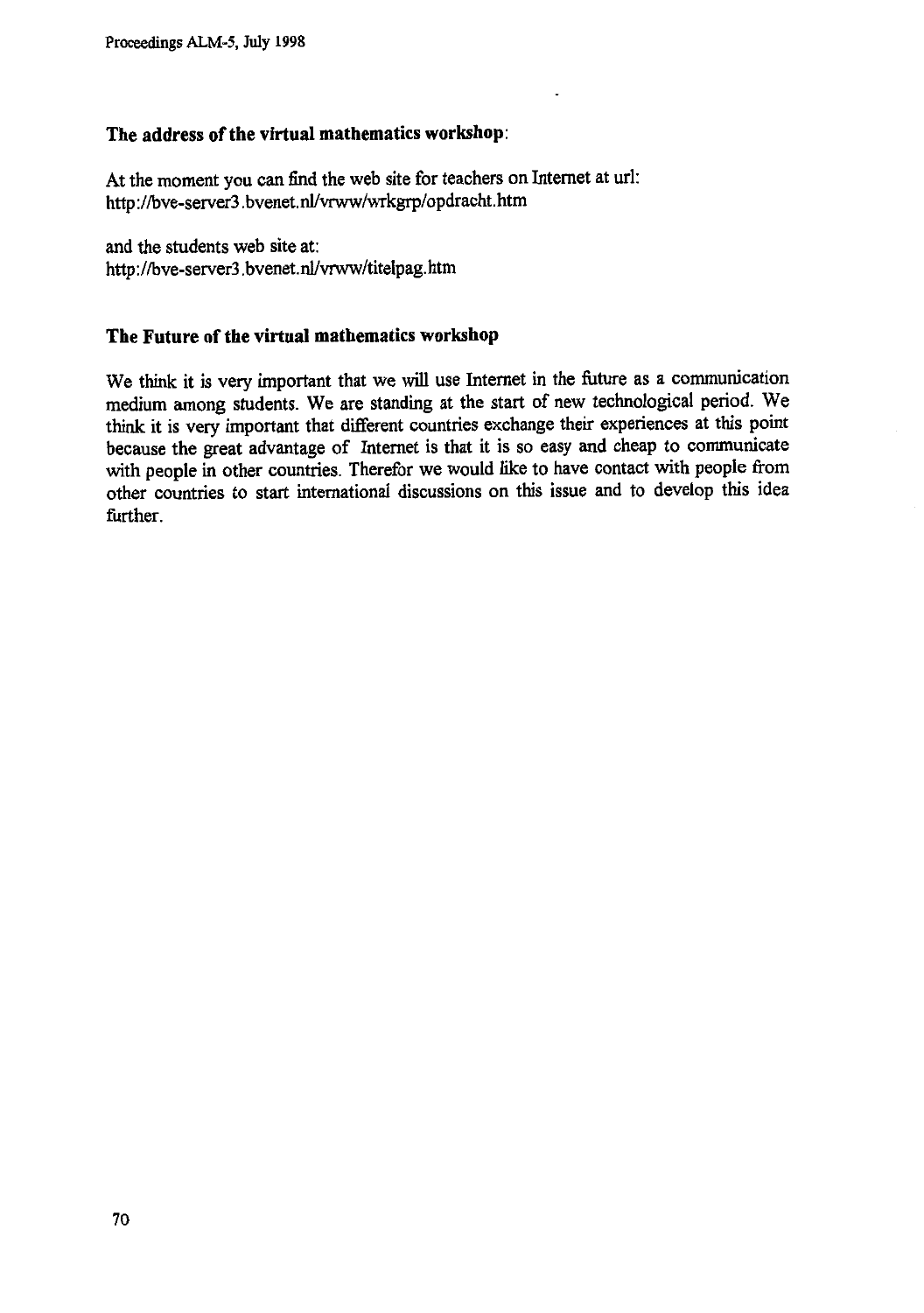### The address of the virtual mathematics workshop:

At the moment you can find the web site for teachers on Internet at url:
http://bve-server3.bvenet.nl/vrww/wrkgrp/opdracht.htm

and the students web site at:
http://bve-server3.bvenet.nl/vrww/titelpag.htm

### The Future of the virtual mathematics workshop

We think it is very important that we will use Internet in the future as a communication medium among students. We are standing at the start of new technological period. We think it is very important that different countries exchange their experiences at this point because the great advantage of Internet is that it is so easy and cheap to communicate with people in other countries. Therefor we would like to have contact with people from other countries to start international discussions on this issue and to develop this idea further.